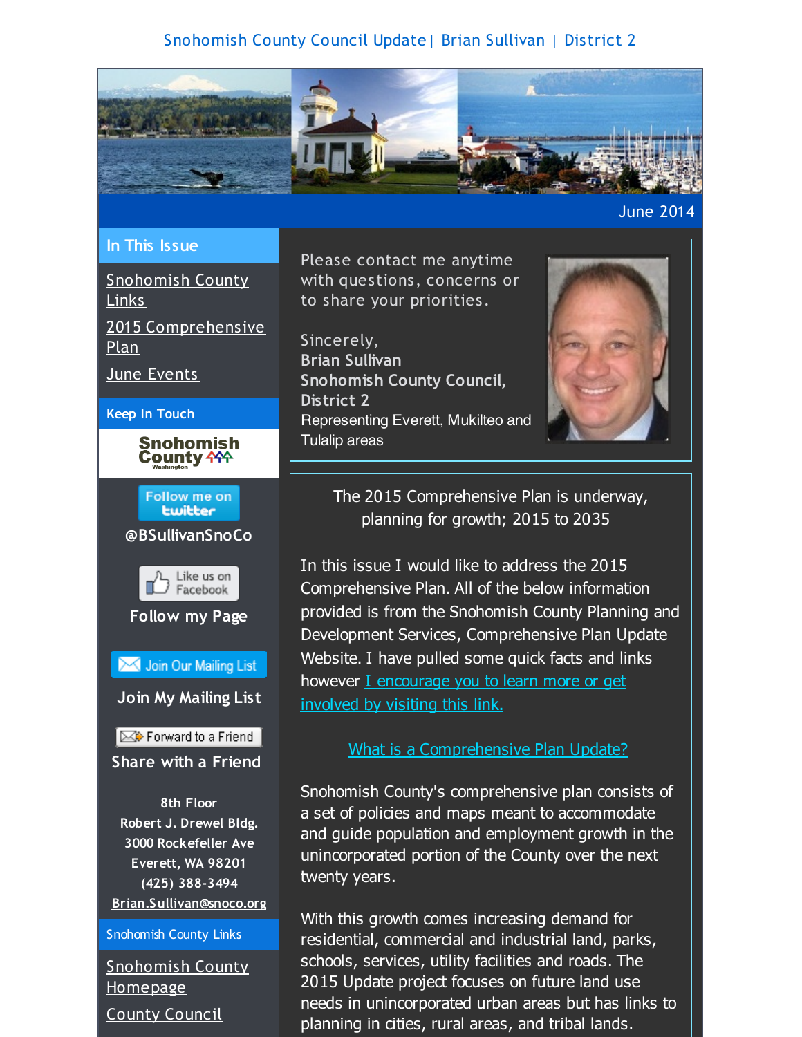Snohomish County Council Update | Brian Sullivan | District 2

June 2014

## In This Issue

[Snohomish County Links](#)

[2015 Comprehensive Plan](#)

[June Events](#)

### Keep In Touch

Snohomish County Washington

Follow me on twitter

**@BSullivanSnoCo**

Like us on Facebook

**Follow my Page**

Join Our Mailing List

**Join My Mailing List**

Forward to a Friend

**Share with a Friend**

**8th Floor**
**Robert J. Drewel Bldg.**
**3000 Rockefeller Ave**
**Everett, WA 98201**
**(425) 388-3494**
**Brian.Sullivan@snoco.org**

### Snohomish County Links

[Snohomish County Homepage](#)

[County Council](#)

Please contact me anytime with questions, concerns or to share your priorities.

Sincerely,
**Brian Sullivan**
**Snohomish County Council, District 2**
Representing Everett, Mukilteo and Tulalip areas

The 2015 Comprehensive Plan is underway, planning for growth; 2015 to 2035

In this issue I would like to address the 2015 Comprehensive Plan. All of the below information provided is from the Snohomish County Planning and Development Services, Comprehensive Plan Update Website. I have pulled some quick facts and links however [I encourage you to learn more or get involved by visiting this link.](#)

[What is a Comprehensive Plan Update?](#)

Snohomish County's comprehensive plan consists of a set of policies and maps meant to accommodate and guide population and employment growth in the unincorporated portion of the County over the next twenty years.

With this growth comes increasing demand for residential, commercial and industrial land, parks, schools, services, utility facilities and roads. The 2015 Update project focuses on future land use needs in unincorporated urban areas but has links to planning in cities, rural areas, and tribal lands.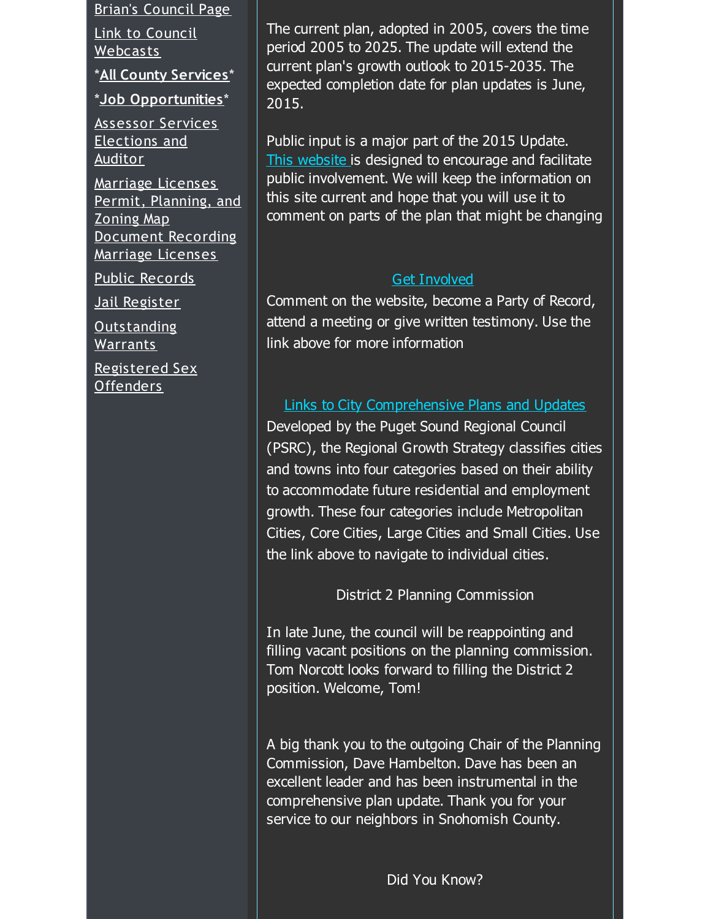[Brian's Council Page]

[Link to Council Webcasts]

*[All County Services]*

*[Job Opportunities]*

[Assessor Services]
[Elections and Auditor]

[Marriage Licenses]
[Permit, Planning, and Zoning Map]
[Document Recording]
[Marriage Licenses]

[Public Records]

[Jail Register]

[Outstanding Warrants]

[Registered Sex Offenders]

The current plan, adopted in 2005, covers the time period 2005 to 2025. The update will extend the current plan's growth outlook to 2015-2035. The expected completion date for plan updates is June, 2015.

Public input is a major part of the 2015 Update. This website is designed to encourage and facilitate public involvement. We will keep the information on this site current and hope that you will use it to comment on parts of the plan that might be changing

Get Involved

Comment on the website, become a Party of Record, attend a meeting or give written testimony. Use the link above for more information

Links to City Comprehensive Plans and Updates

Developed by the Puget Sound Regional Council (PSRC), the Regional Growth Strategy classifies cities and towns into four categories based on their ability to accommodate future residential and employment growth. These four categories include Metropolitan Cities, Core Cities, Large Cities and Small Cities. Use the link above to navigate to individual cities.

## District 2 Planning Commission

In late June, the council will be reappointing and filling vacant positions on the planning commission. Tom Norcott looks forward to filling the District 2 position. Welcome, Tom!

A big thank you to the outgoing Chair of the Planning Commission, Dave Hambelton. Dave has been an excellent leader and has been instrumental in the comprehensive plan update. Thank you for your service to our neighbors in Snohomish County.

## Did You Know?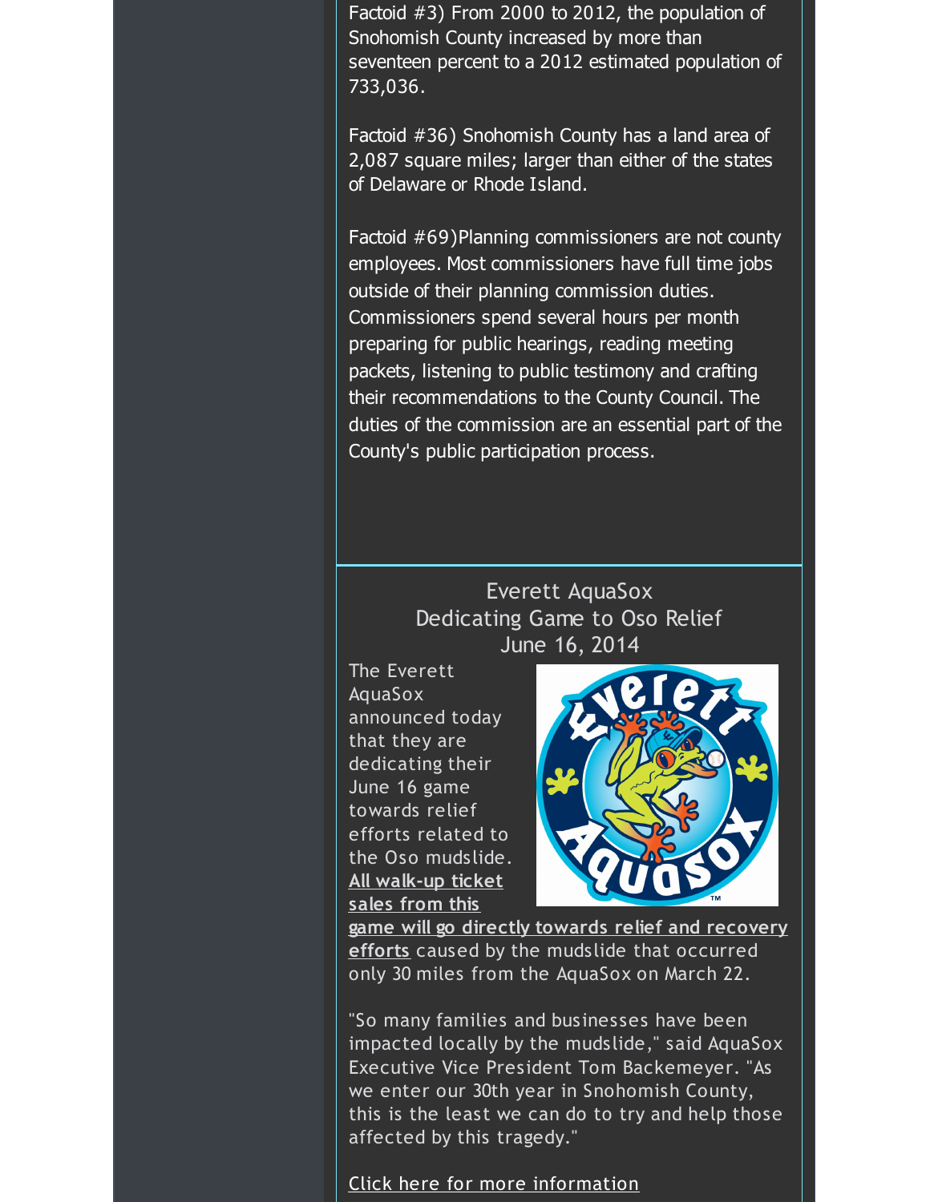Factoid #3) From 2000 to 2012, the population of Snohomish County increased by more than seventeen percent to a 2012 estimated population of 733,036.

Factoid #36) Snohomish County has a land area of 2,087 square miles; larger than either of the states of Delaware or Rhode Island.

Factoid #69)Planning commissioners are not county employees. Most commissioners have full time jobs outside of their planning commission duties. Commissioners spend several hours per month preparing for public hearings, reading meeting packets, listening to public testimony and crafting their recommendations to the County Council. The duties of the commission are an essential part of the County's public participation process.

## Everett AquaSox Dedicating Game to Oso Relief June 16, 2014

The Everett AquaSox announced today that they are dedicating their June 16 game towards relief efforts related to the Oso mudslide. **All walk-up ticket sales from this game will go directly towards relief and recovery efforts** caused by the mudslide that occurred only 30 miles from the AquaSox on March 22.

"So many families and businesses have been impacted locally by the mudslide," said AquaSox Executive Vice President Tom Backemeyer. "As we enter our 30th year in Snohomish County, this is the least we can do to try and help those affected by this tragedy."

Click here for more information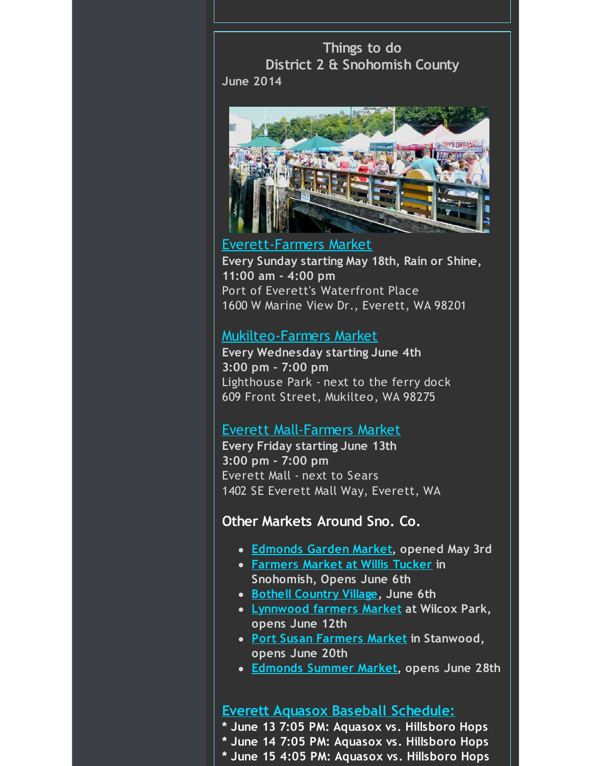## Things to do
## District 2 & Snohomish County

**June 2014**

Everett-Farmers Market
**Every Sunday starting May 18th, Rain or Shine, 11:00 am - 4:00 pm**
Port of Everett's Waterfront Place
1600 W Marine View Dr., Everett, WA 98201

Mukilteo-Farmers Market
**Every Wednesday starting June 4th**
**3:00 pm - 7:00 pm**
Lighthouse Park - next to the ferry dock
609 Front Street, Mukilteo, WA 98275

Everett Mall-Farmers Market
**Every Friday starting June 13th**
**3:00 pm - 7:00 pm**
Everett Mall - next to Sears
1402 SE Everett Mall Way, Everett, WA

### Other Markets Around Sno. Co.

- **Edmonds Garden Market, opened May 3rd**
- **Farmers Market at Willis Tucker in Snohomish, Opens June 6th**
- **Bothell Country Village, June 6th**
- **Lynnwood farmers Market at Wilcox Park, opens June 12th**
- **Port Susan Farmers Market in Stanwood, opens June 20th**
- **Edmonds Summer Market, opens June 28th**

### Everett Aquasox Baseball Schedule:

**\* June 13 7:05 PM: Aquasox vs. Hillsboro Hops**
**\* June 14 7:05 PM: Aquasox vs. Hillsboro Hops**
**\* June 15 4:05 PM: Aquasox vs. Hillsboro Hops**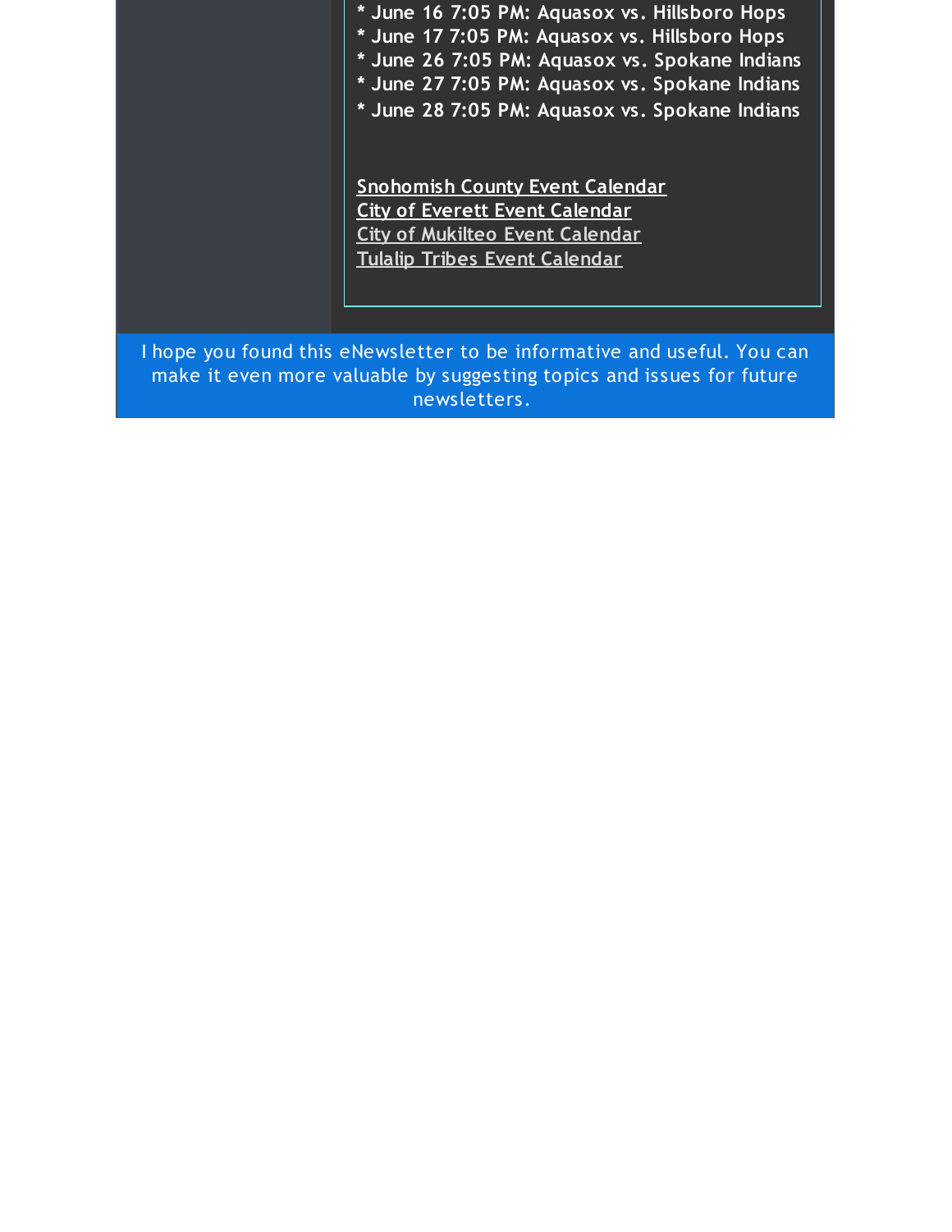* June 16 7:05 PM: Aquasox vs. Hillsboro Hops
* June 17 7:05 PM: Aquasox vs. Hillsboro Hops
* June 26 7:05 PM: Aquasox vs. Spokane Indians
* June 27 7:05 PM: Aquasox vs. Spokane Indians
* June 28 7:05 PM: Aquasox vs. Spokane Indians

Snohomish County Event Calendar
City of Everett Event Calendar
City of Mukilteo Event Calendar
Tulalip Tribes Event Calendar

I hope you found this eNewsletter to be informative and useful. You can make it even more valuable by suggesting topics and issues for future newsletters.